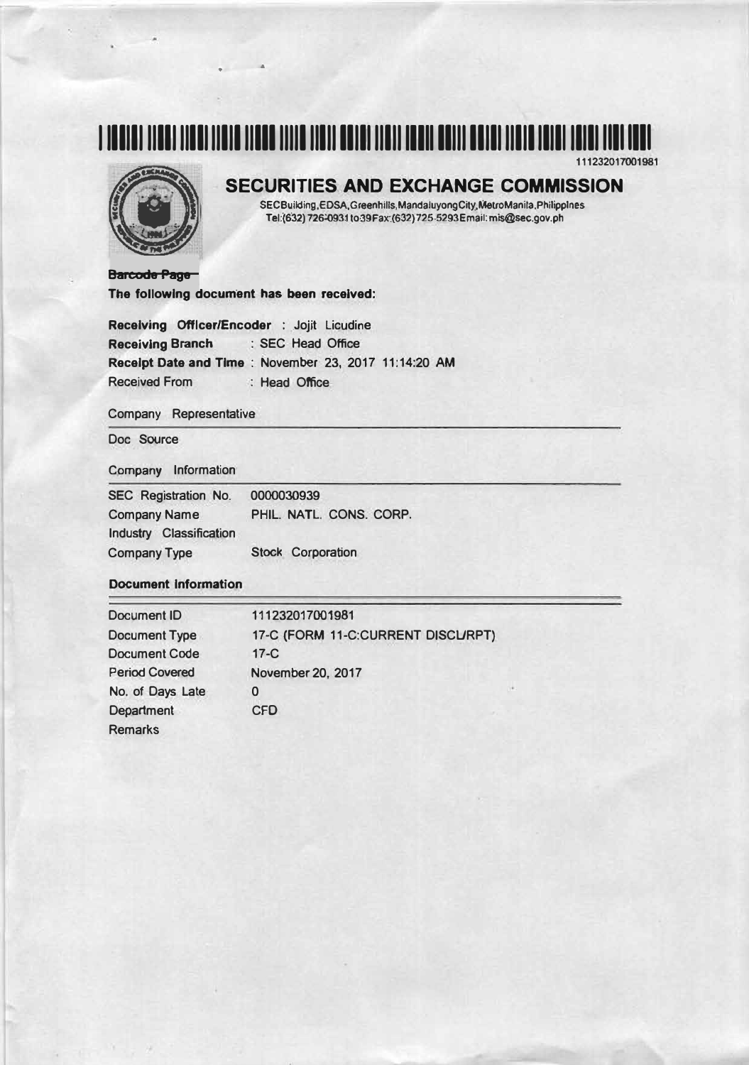111232017001981

# SECURITIES AND EXCHANGE COMMISSION

SECBuilding,EDSA,Greenhills,MandaluyongCity,MetroManila,Philippines
Tel:(632) 726-0931 to39Fax:(632)725-5293Email: mis@sec.gov.ph

**Barcode Page**

**The following document has been received:**

**Receiving Officer/Encoder** : Jojit Licudine
**Receiving Branch** : SEC Head Office
**Receipt Date and Time** : November 23, 2017 11:14:20 AM
Received From : Head Office

Company Representative

Doc Source

Company Information

| | |
|---|---|
| SEC Registration No. | 0000030939 |
| Company Name | PHIL. NATL. CONS. CORP. |
| Industry Classification | |
| Company Type | Stock Corporation |

**Document Information**

| | |
|---|---|
| Document ID | 111232017001981 |
| Document Type | 17-C (FORM 11-C:CURRENT DISCL/RPT) |
| Document Code | 17-C |
| Period Covered | November 20, 2017 |
| No. of Days Late | 0 |
| Department | CFD |
| Remarks | |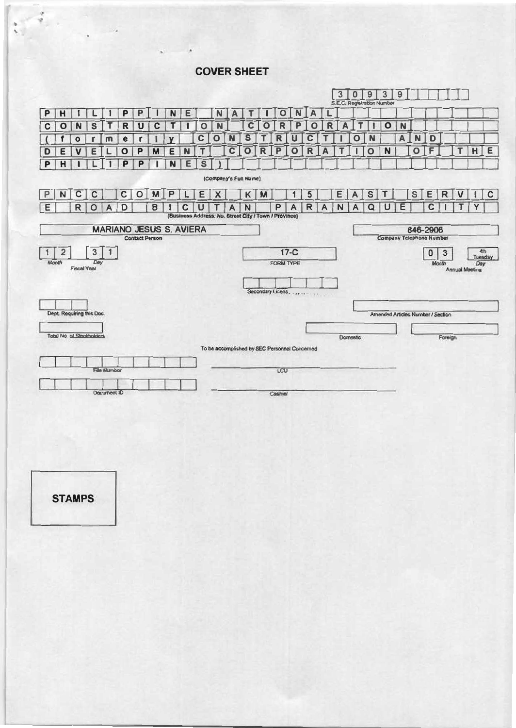# COVER SHEET

**3 0 9 3 9**
S.E.C. Registration Number

PHILIPPINE NATIONAL CONSTRUCTION CORPORATION (formerly CONSTRUCTION AND DEVELOPMENT CORPORATION OF THE PHILIPPINES)

(Company's Full Name)

PNCC COMPLEX KM 15 EAST SERVICE ROAD BICUTAN PARANAQUE CITY

(Business Address: No. Street City / Town / Province)

| MARIANO JESUS S. AVIERA | 846-2906 |
|---|---|
| Contact Person | Company Telephone Number |

| 1 2 | 3 1 | 17-C | 0 3 | 4th Tuesday |
|---|---|---|---|---|
| Month | Day | FORM TYPE | Month | Day |
| Fiscal Year | | | Annual Meeting | |

Secondary License Type, If Applicable

Dept. Requiring this Doc.

Amended Articles Number / Section

Total No. of Stockholders

Domestic

Foreign

To be accomplished by SEC Personnel Concerned

File Number

LCU

Document ID

Cashier

**STAMPS**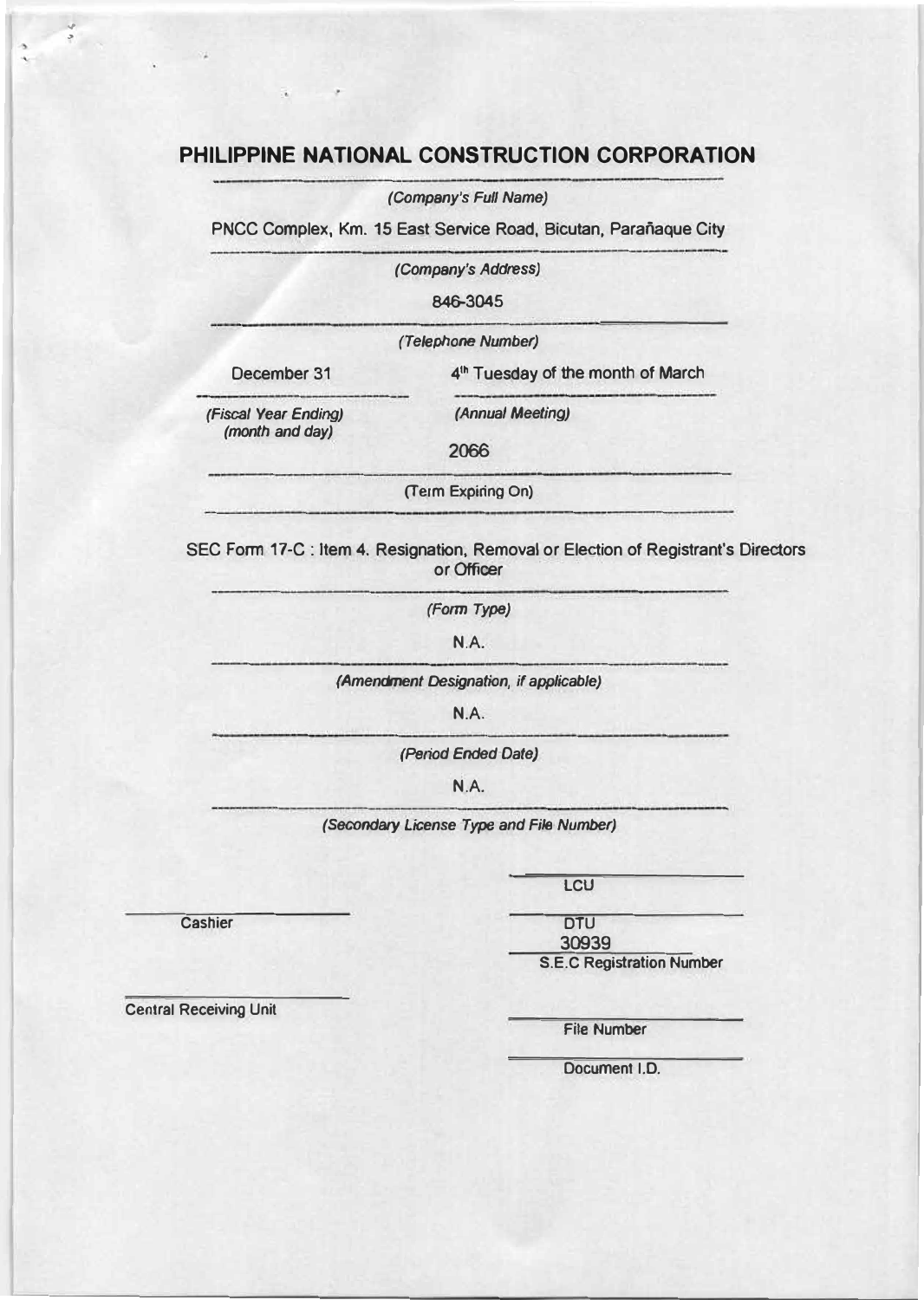# PHILIPPINE NATIONAL CONSTRUCTION CORPORATION

*(Company's Full Name)*

PNCC Complex, Km. 15 East Service Road, Bicutan, Parañaque City

*(Company's Address)*

846-3045

*(Telephone Number)*

| December 31 | 4th Tuesday of the month of March |
|---|---|
| *(Fiscal Year Ending) (month and day)* | *(Annual Meeting)* |

2066

(Term Expiring On)

SEC Form 17-C : Item 4. Resignation, Removal or Election of Registrant's Directors or Officer

*(Form Type)*

N.A.

*(Amendment Designation, if applicable)*

N.A.

*(Period Ended Date)*

N.A.

*(Secondary License Type and File Number)*

LCU

Cashier

DTU

30939

S.E.C Registration Number

Central Receiving Unit

File Number

Document I.D.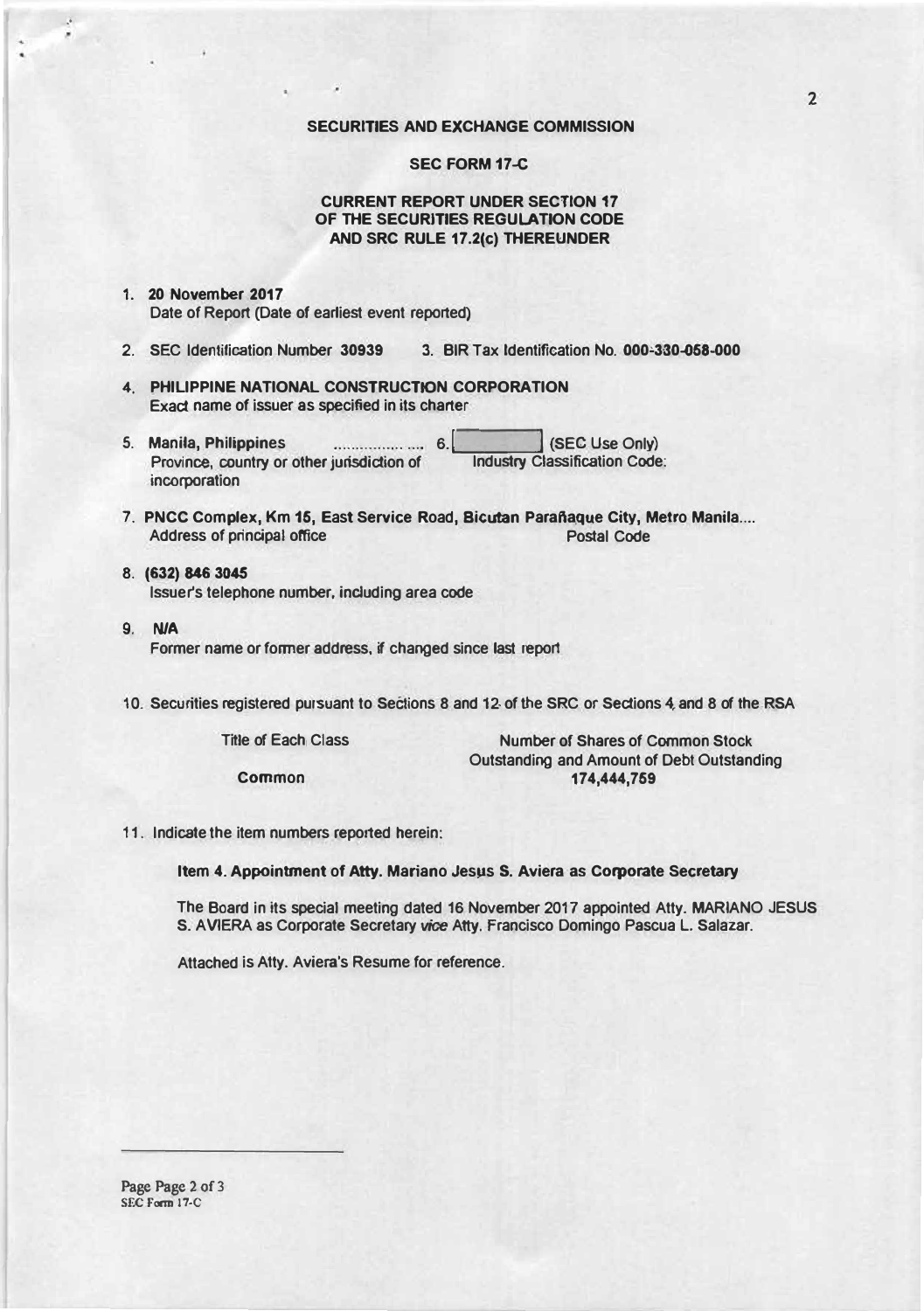**SECURITIES AND EXCHANGE COMMISSION**

**SEC FORM 17-C**

**CURRENT REPORT UNDER SECTION 17 OF THE SECURITIES REGULATION CODE AND SRC RULE 17.2(c) THEREUNDER**

1. **20 November 2017**
   Date of Report (Date of earliest event reported)

2. SEC Identification Number **30939**    3. BIR Tax Identification No. **000-330-058-000**

4. **PHILIPPINE NATIONAL CONSTRUCTION CORPORATION**
   Exact name of issuer as specified in its charter

5. **Manila, Philippines** ................ ....    6. [          ] (SEC Use Only)
   Province, country or other jurisdiction of incorporation    Industry Classification Code:

7. **PNCC Complex, Km 15, East Service Road, Bicutan Parañaque City, Metro Manila....**
   Address of principal office    Postal Code

8. **(632) 846 3045**
   Issuer's telephone number, including area code

9. **N/A**
   Former name or former address, if changed since last report

10. Securities registered pursuant to Sections 8 and 12 of the SRC or Sections 4 and 8 of the RSA

| Title of Each Class | Number of Shares of Common Stock Outstanding and Amount of Debt Outstanding |
|---|---|
| **Common** | **174,444,759** |

11. Indicate the item numbers reported herein:

**Item 4. Appointment of Atty. Mariano Jesus S. Aviera as Corporate Secretary**

The Board in its special meeting dated 16 November 2017 appointed Atty. MARIANO JESUS S. AVIERA as Corporate Secretary *vice* Atty. Francisco Domingo Pascua L. Salazar.

Attached is Atty. Aviera's Resume for reference.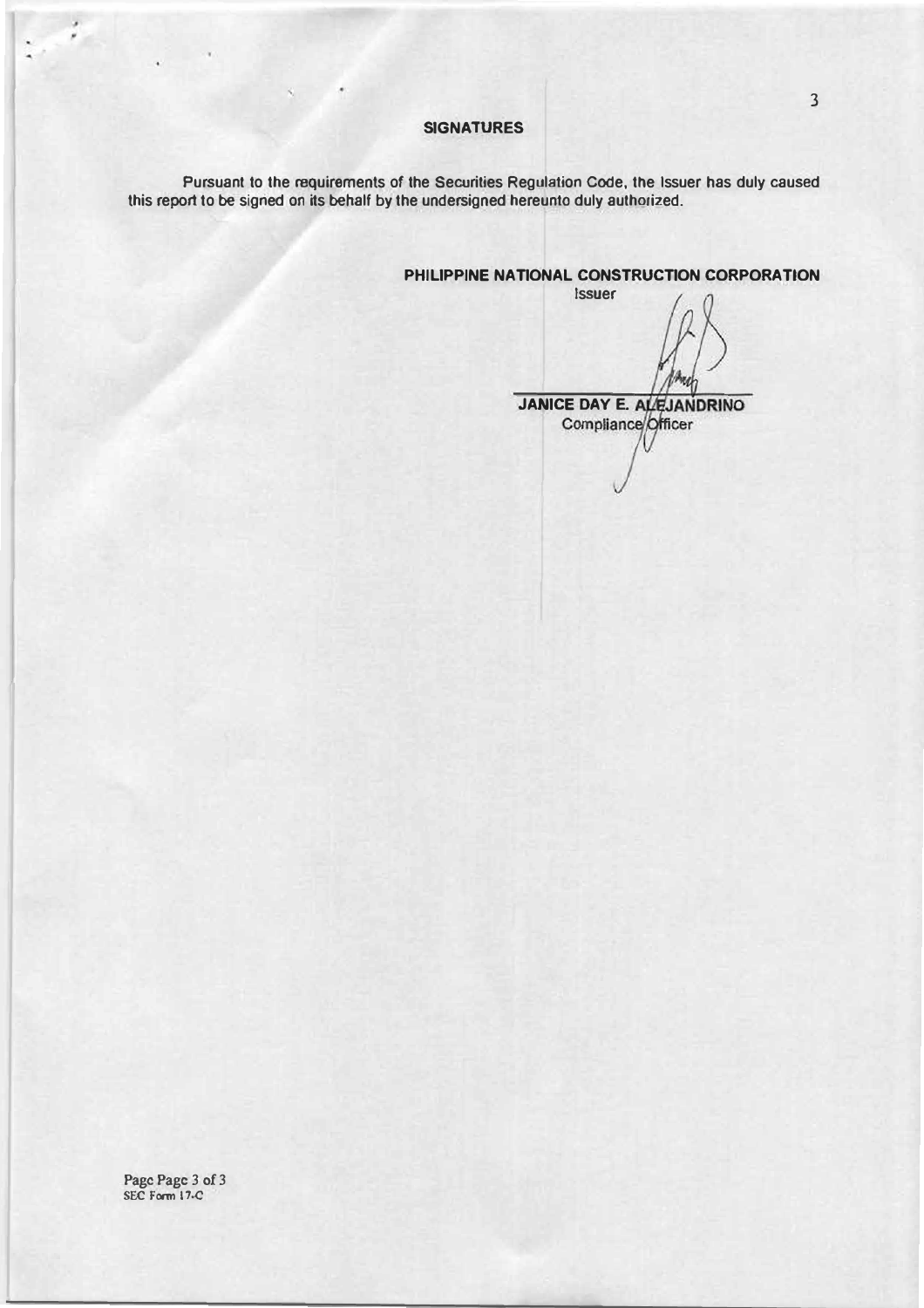## SIGNATURES

Pursuant to the requirements of the Securities Regulation Code, the Issuer has duly caused this report to be signed on its behalf by the undersigned hereunto duly authorized.

**PHILIPPINE NATIONAL CONSTRUCTION CORPORATION**
Issuer

**JANICE DAY E. ALEJANDRINO**
Compliance Officer

SEC Form 17-C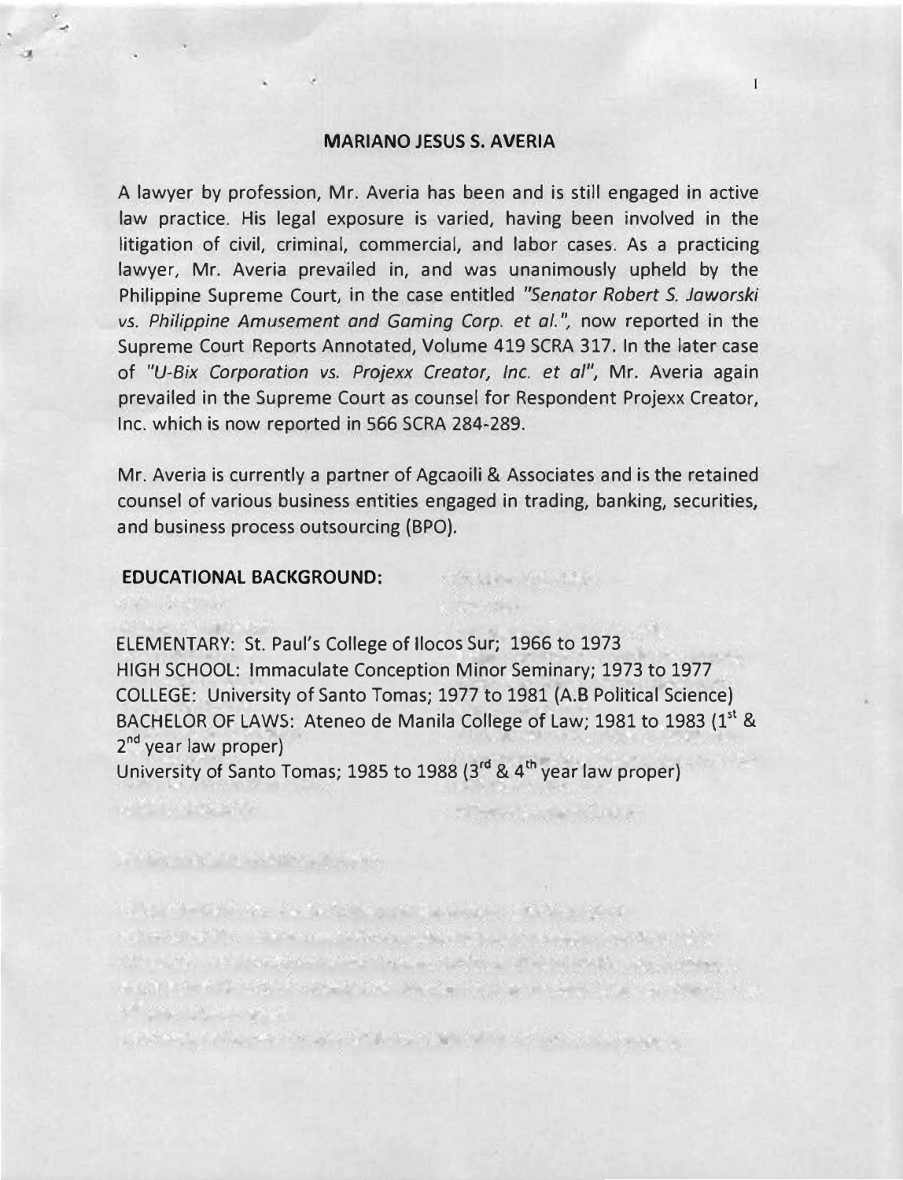## MARIANO JESUS S. AVERIA

A lawyer by profession, Mr. Averia has been and is still engaged in active law practice. His legal exposure is varied, having been involved in the litigation of civil, criminal, commercial, and labor cases. As a practicing lawyer, Mr. Averia prevailed in, and was unanimously upheld by the Philippine Supreme Court, in the case entitled *"Senator Robert S. Jaworski vs. Philippine Amusement and Gaming Corp. et al."*, now reported in the Supreme Court Reports Annotated, Volume 419 SCRA 317. In the later case of *"U-Bix Corporation vs. Projexx Creator, Inc. et al"*, Mr. Averia again prevailed in the Supreme Court as counsel for Respondent Projexx Creator, Inc. which is now reported in 566 SCRA 284-289.

Mr. Averia is currently a partner of Agcaoili & Associates and is the retained counsel of various business entities engaged in trading, banking, securities, and business process outsourcing (BPO).

**EDUCATIONAL BACKGROUND:**

ELEMENTARY: St. Paul's College of Ilocos Sur; 1966 to 1973
HIGH SCHOOL: Immaculate Conception Minor Seminary; 1973 to 1977
COLLEGE: University of Santo Tomas; 1977 to 1981 (A.B Political Science)
BACHELOR OF LAWS: Ateneo de Manila College of Law; 1981 to 1983 (1st & 2nd year law proper)
University of Santo Tomas; 1985 to 1988 (3rd & 4th year law proper)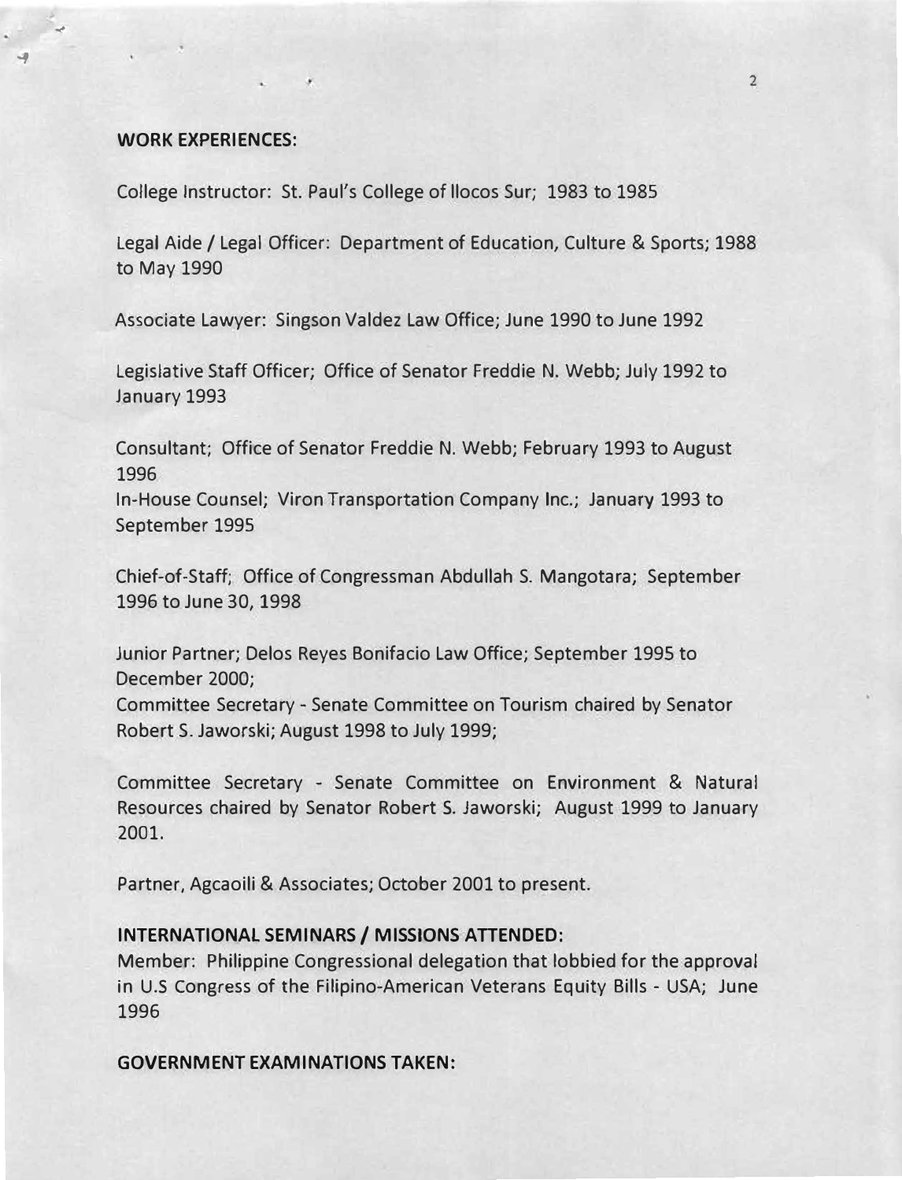**WORK EXPERIENCES:**

College Instructor: St. Paul's College of Ilocos Sur; 1983 to 1985

Legal Aide / Legal Officer: Department of Education, Culture & Sports; 1988 to May 1990

Associate Lawyer: Singson Valdez Law Office; June 1990 to June 1992

Legislative Staff Officer; Office of Senator Freddie N. Webb; July 1992 to January 1993

Consultant; Office of Senator Freddie N. Webb; February 1993 to August 1996

In-House Counsel; Viron Transportation Company Inc.; January 1993 to September 1995

Chief-of-Staff; Office of Congressman Abdullah S. Mangotara; September 1996 to June 30, 1998

Junior Partner; Delos Reyes Bonifacio Law Office; September 1995 to December 2000;

Committee Secretary - Senate Committee on Tourism chaired by Senator Robert S. Jaworski; August 1998 to July 1999;

Committee Secretary - Senate Committee on Environment & Natural Resources chaired by Senator Robert S. Jaworski; August 1999 to January 2001.

Partner, Agcaoili & Associates; October 2001 to present.

**INTERNATIONAL SEMINARS / MISSIONS ATTENDED:**

Member: Philippine Congressional delegation that lobbied for the approval in U.S Congress of the Filipino-American Veterans Equity Bills - USA; June 1996

**GOVERNMENT EXAMINATIONS TAKEN:**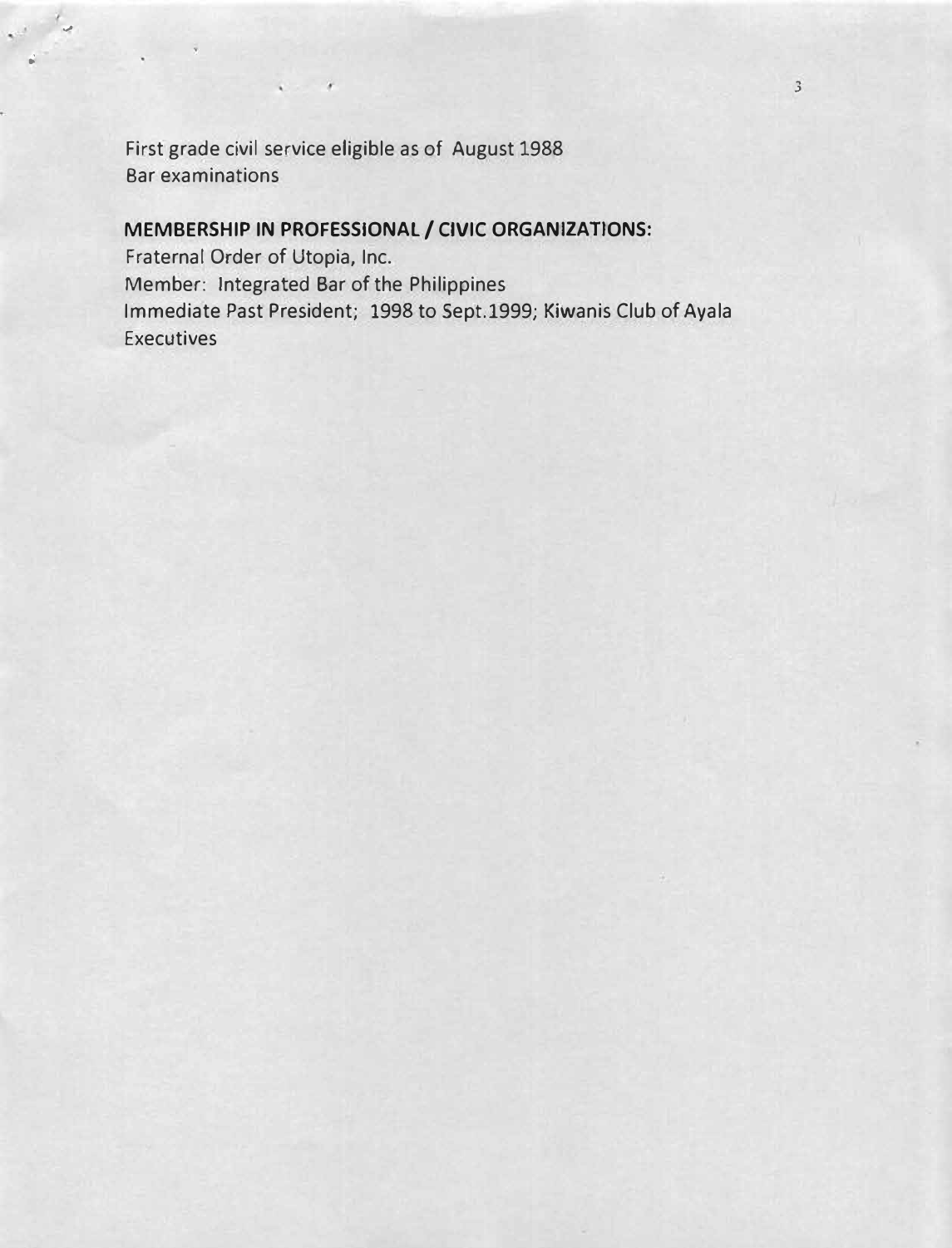First grade civil service eligible as of August 1988
Bar examinations

**MEMBERSHIP IN PROFESSIONAL / CIVIC ORGANIZATIONS:**

Fraternal Order of Utopia, Inc.
Member: Integrated Bar of the Philippines
Immediate Past President; 1998 to Sept.1999; Kiwanis Club of Ayala Executives